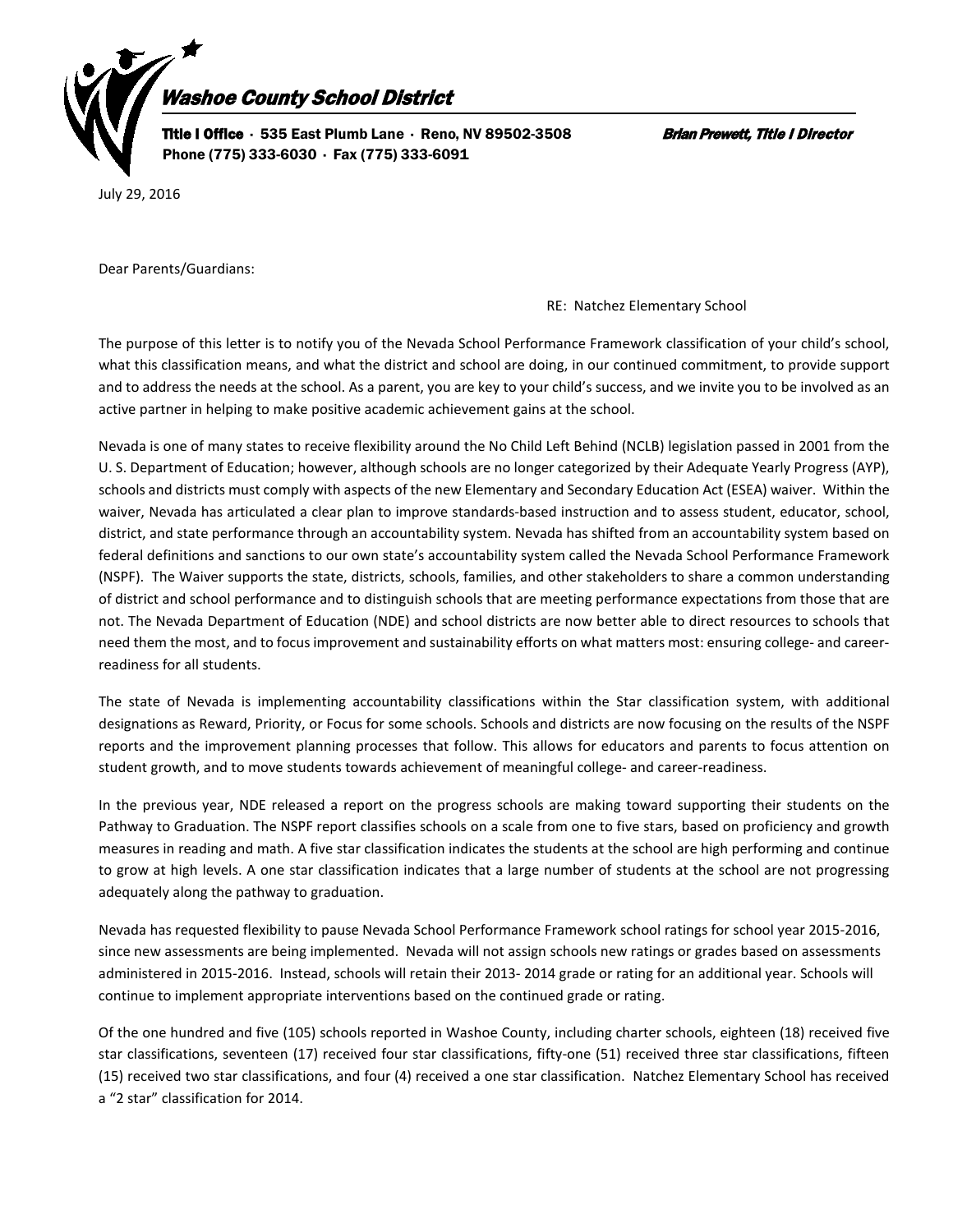# Washoe County School District

**Title I Office · 535 East Plumb Lane · Reno, NV 89502-3508** ***Brian Prewett, Title I Director***
**Phone (775) 333-6030 · Fax (775) 333-6091**

July 29, 2016

Dear Parents/Guardians:

RE: Natchez Elementary School

The purpose of this letter is to notify you of the Nevada School Performance Framework classification of your child's school, what this classification means, and what the district and school are doing, in our continued commitment, to provide support and to address the needs at the school. As a parent, you are key to your child's success, and we invite you to be involved as an active partner in helping to make positive academic achievement gains at the school.

Nevada is one of many states to receive flexibility around the No Child Left Behind (NCLB) legislation passed in 2001 from the U. S. Department of Education; however, although schools are no longer categorized by their Adequate Yearly Progress (AYP), schools and districts must comply with aspects of the new Elementary and Secondary Education Act (ESEA) waiver. Within the waiver, Nevada has articulated a clear plan to improve standards-based instruction and to assess student, educator, school, district, and state performance through an accountability system. Nevada has shifted from an accountability system based on federal definitions and sanctions to our own state's accountability system called the Nevada School Performance Framework (NSPF). The Waiver supports the state, districts, schools, families, and other stakeholders to share a common understanding of district and school performance and to distinguish schools that are meeting performance expectations from those that are not. The Nevada Department of Education (NDE) and school districts are now better able to direct resources to schools that need them the most, and to focus improvement and sustainability efforts on what matters most: ensuring college- and career-readiness for all students.

The state of Nevada is implementing accountability classifications within the Star classification system, with additional designations as Reward, Priority, or Focus for some schools. Schools and districts are now focusing on the results of the NSPF reports and the improvement planning processes that follow. This allows for educators and parents to focus attention on student growth, and to move students towards achievement of meaningful college- and career-readiness.

In the previous year, NDE released a report on the progress schools are making toward supporting their students on the Pathway to Graduation. The NSPF report classifies schools on a scale from one to five stars, based on proficiency and growth measures in reading and math. A five star classification indicates the students at the school are high performing and continue to grow at high levels. A one star classification indicates that a large number of students at the school are not progressing adequately along the pathway to graduation.

Nevada has requested flexibility to pause Nevada School Performance Framework school ratings for school year 2015-2016, since new assessments are being implemented. Nevada will not assign schools new ratings or grades based on assessments administered in 2015-2016. Instead, schools will retain their 2013- 2014 grade or rating for an additional year. Schools will continue to implement appropriate interventions based on the continued grade or rating.

Of the one hundred and five (105) schools reported in Washoe County, including charter schools, eighteen (18) received five star classifications, seventeen (17) received four star classifications, fifty-one (51) received three star classifications, fifteen (15) received two star classifications, and four (4) received a one star classification. Natchez Elementary School has received a "2 star" classification for 2014.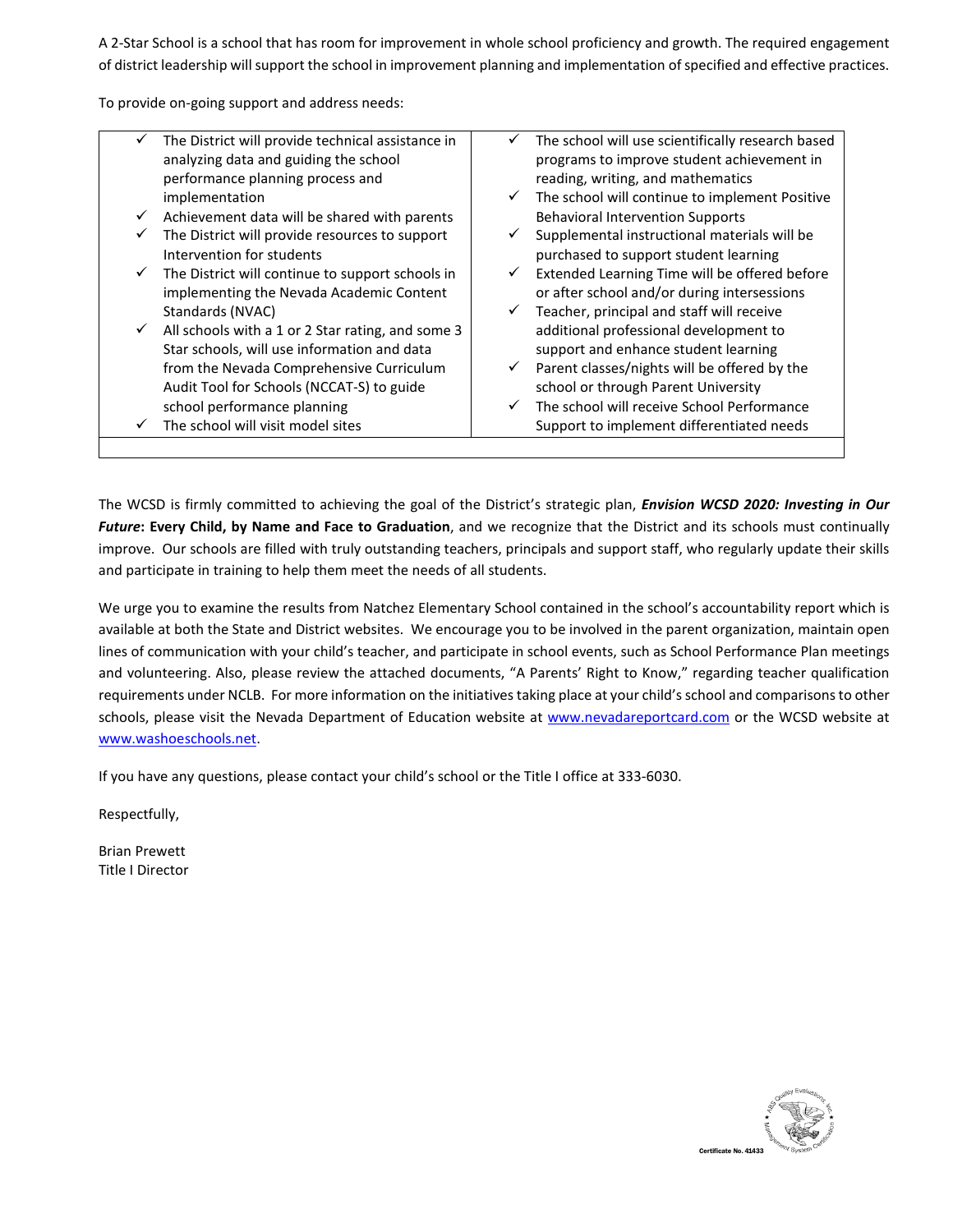A 2-Star School is a school that has room for improvement in whole school proficiency and growth. The required engagement of district leadership will support the school in improvement planning and implementation of specified and effective practices.

To provide on-going support and address needs:

| | |
|---|---|
| ✓ The District will provide technical assistance in analyzing data and guiding the school performance planning process and implementation<br>✓ Achievement data will be shared with parents<br>✓ The District will provide resources to support Intervention for students<br>✓ The District will continue to support schools in implementing the Nevada Academic Content Standards (NVAC)<br>✓ All schools with a 1 or 2 Star rating, and some 3 Star schools, will use information and data from the Nevada Comprehensive Curriculum Audit Tool for Schools (NCCAT-S) to guide school performance planning<br>✓ The school will visit model sites | ✓ The school will use scientifically research based programs to improve student achievement in reading, writing, and mathematics<br>✓ The school will continue to implement Positive Behavioral Intervention Supports<br>✓ Supplemental instructional materials will be purchased to support student learning<br>✓ Extended Learning Time will be offered before or after school and/or during intersessions<br>✓ Teacher, principal and staff will receive additional professional development to support and enhance student learning<br>✓ Parent classes/nights will be offered by the school or through Parent University<br>✓ The school will receive School Performance Support to implement differentiated needs |

The WCSD is firmly committed to achieving the goal of the District's strategic plan, ***Envision WCSD 2020: Investing in Our Future*: Every Child, by Name and Face to Graduation**, and we recognize that the District and its schools must continually improve. Our schools are filled with truly outstanding teachers, principals and support staff, who regularly update their skills and participate in training to help them meet the needs of all students.

We urge you to examine the results from Natchez Elementary School contained in the school's accountability report which is available at both the State and District websites. We encourage you to be involved in the parent organization, maintain open lines of communication with your child's teacher, and participate in school events, such as School Performance Plan meetings and volunteering. Also, please review the attached documents, "A Parents' Right to Know," regarding teacher qualification requirements under NCLB. For more information on the initiatives taking place at your child's school and comparisons to other schools, please visit the Nevada Department of Education website at www.nevadareportcard.com or the WCSD website at www.washoeschools.net.

If you have any questions, please contact your child's school or the Title I office at 333-6030.

Respectfully,

Brian Prewett
Title I Director

Certificate No. 41433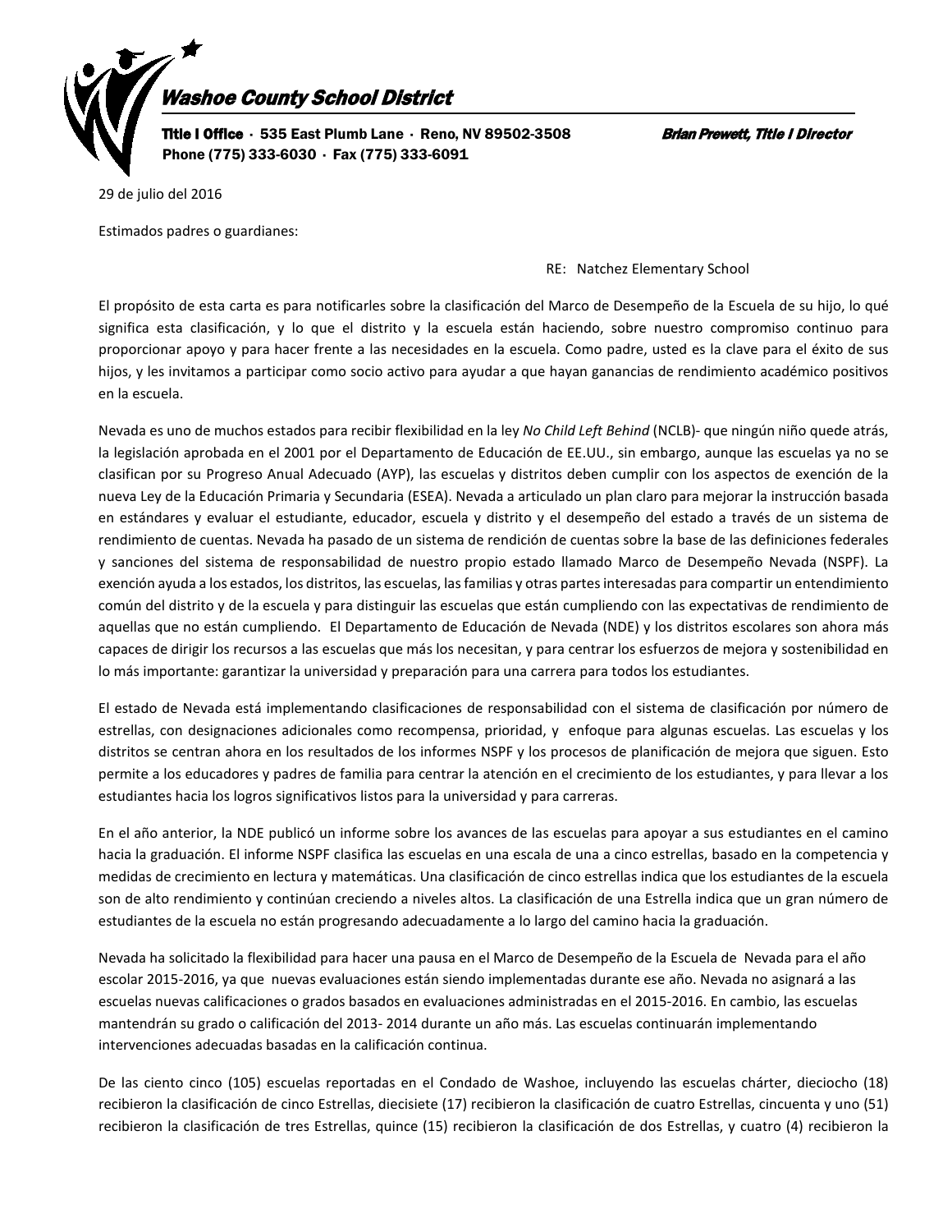# *Washoe County School District*

**Title I Office** · 535 East Plumb Lane · Reno, NV 89502-3508 ***Brian Prewett, Title I Director***
**Phone (775) 333-6030 · Fax (775) 333-6091**

29 de julio del 2016

Estimados padres o guardianes:

RE: Natchez Elementary School

El propósito de esta carta es para notificarles sobre la clasificación del Marco de Desempeño de la Escuela de su hijo, lo qué significa esta clasificación, y lo que el distrito y la escuela están haciendo, sobre nuestro compromiso continuo para proporcionar apoyo y para hacer frente a las necesidades en la escuela. Como padre, usted es la clave para el éxito de sus hijos, y les invitamos a participar como socio activo para ayudar a que hayan ganancias de rendimiento académico positivos en la escuela.

Nevada es uno de muchos estados para recibir flexibilidad en la ley *No Child Left Behind* (NCLB)- que ningún niño quede atrás, la legislación aprobada en el 2001 por el Departamento de Educación de EE.UU., sin embargo, aunque las escuelas ya no se clasifican por su Progreso Anual Adecuado (AYP), las escuelas y distritos deben cumplir con los aspectos de exención de la nueva Ley de la Educación Primaria y Secundaria (ESEA). Nevada a articulado un plan claro para mejorar la instrucción basada en estándares y evaluar el estudiante, educador, escuela y distrito y el desempeño del estado a través de un sistema de rendimiento de cuentas. Nevada ha pasado de un sistema de rendición de cuentas sobre la base de las definiciones federales y sanciones del sistema de responsabilidad de nuestro propio estado llamado Marco de Desempeño Nevada (NSPF). La exención ayuda a los estados, los distritos, las escuelas, las familias y otras partes interesadas para compartir un entendimiento común del distrito y de la escuela y para distinguir las escuelas que están cumpliendo con las expectativas de rendimiento de aquellas que no están cumpliendo. El Departamento de Educación de Nevada (NDE) y los distritos escolares son ahora más capaces de dirigir los recursos a las escuelas que más los necesitan, y para centrar los esfuerzos de mejora y sostenibilidad en lo más importante: garantizar la universidad y preparación para una carrera para todos los estudiantes.

El estado de Nevada está implementando clasificaciones de responsabilidad con el sistema de clasificación por número de estrellas, con designaciones adicionales como recompensa, prioridad, y enfoque para algunas escuelas. Las escuelas y los distritos se centran ahora en los resultados de los informes NSPF y los procesos de planificación de mejora que siguen. Esto permite a los educadores y padres de familia para centrar la atención en el crecimiento de los estudiantes, y para llevar a los estudiantes hacia los logros significativos listos para la universidad y para carreras.

En el año anterior, la NDE publicó un informe sobre los avances de las escuelas para apoyar a sus estudiantes en el camino hacia la graduación. El informe NSPF clasifica las escuelas en una escala de una a cinco estrellas, basado en la competencia y medidas de crecimiento en lectura y matemáticas. Una clasificación de cinco estrellas indica que los estudiantes de la escuela son de alto rendimiento y continúan creciendo a niveles altos. La clasificación de una Estrella indica que un gran número de estudiantes de la escuela no están progresando adecuadamente a lo largo del camino hacia la graduación.

Nevada ha solicitado la flexibilidad para hacer una pausa en el Marco de Desempeño de la Escuela de Nevada para el año escolar 2015-2016, ya que nuevas evaluaciones están siendo implementadas durante ese año. Nevada no asignará a las escuelas nuevas calificaciones o grados basados en evaluaciones administradas en el 2015-2016. En cambio, las escuelas mantendrán su grado o calificación del 2013- 2014 durante un año más. Las escuelas continuarán implementando intervenciones adecuadas basadas en la calificación continua.

De las ciento cinco (105) escuelas reportadas en el Condado de Washoe, incluyendo las escuelas chárter, dieciocho (18) recibieron la clasificación de cinco Estrellas, diecisiete (17) recibieron la clasificación de cuatro Estrellas, cincuenta y uno (51) recibieron la clasificación de tres Estrellas, quince (15) recibieron la clasificación de dos Estrellas, y cuatro (4) recibieron la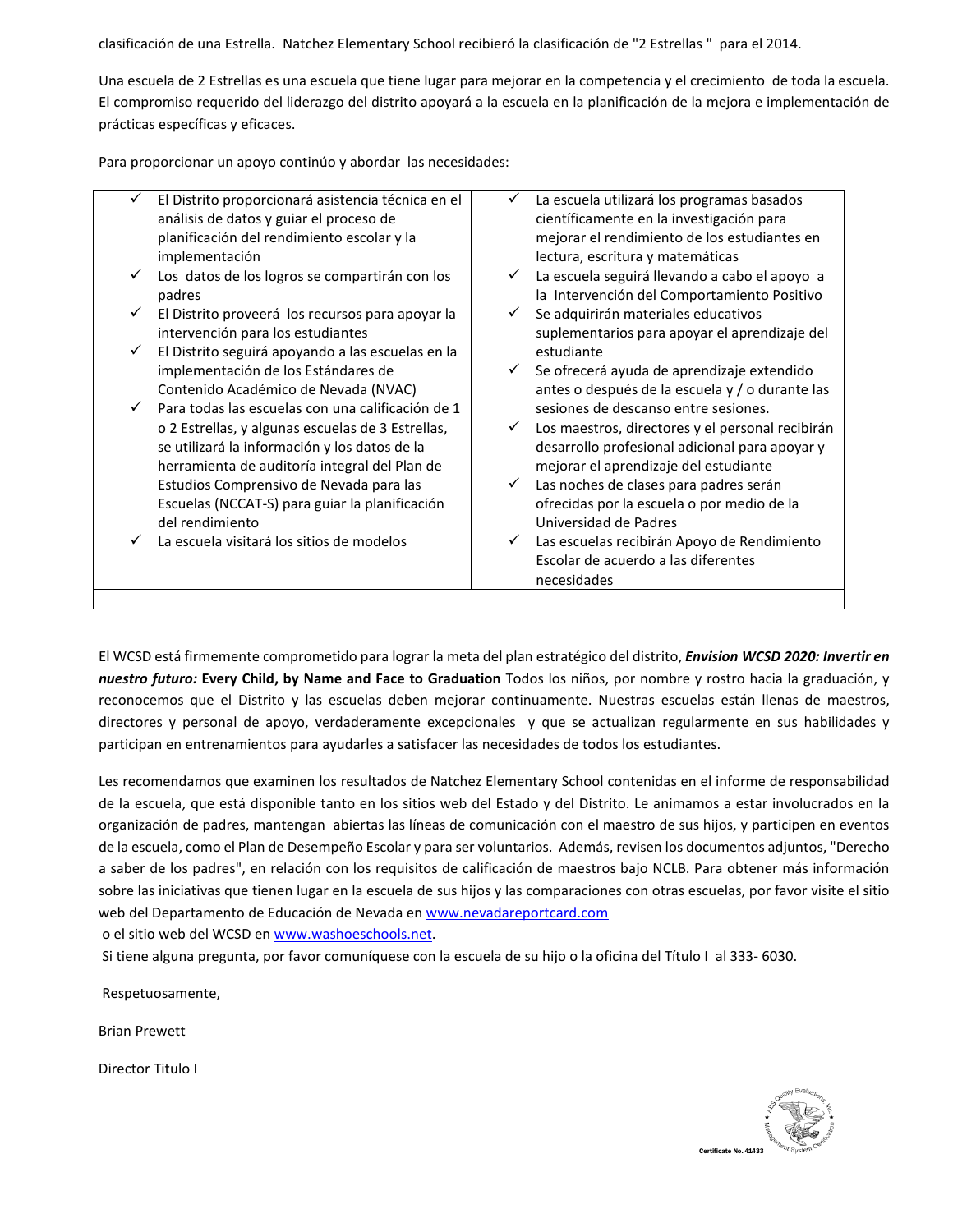clasificación de una Estrella. Natchez Elementary School recibieró la clasificación de "2 Estrellas " para el 2014.

Una escuela de 2 Estrellas es una escuela que tiene lugar para mejorar en la competencia y el crecimiento de toda la escuela. El compromiso requerido del liderazgo del distrito apoyará a la escuela en la planificación de la mejora e implementación de prácticas específicas y eficaces.

Para proporcionar un apoyo continúo y abordar las necesidades:

| | |
|---|---|
| ✓ El Distrito proporcionará asistencia técnica en el análisis de datos y guiar el proceso de planificación del rendimiento escolar y la implementación<br>✓ Los datos de los logros se compartirán con los padres<br>✓ El Distrito proveerá los recursos para apoyar la intervención para los estudiantes<br>✓ El Distrito seguirá apoyando a las escuelas en la implementación de los Estándares de Contenido Académico de Nevada (NVAC)<br>✓ Para todas las escuelas con una calificación de 1 o 2 Estrellas, y algunas escuelas de 3 Estrellas, se utilizará la información y los datos de la herramienta de auditoría integral del Plan de Estudios Comprensivo de Nevada para las Escuelas (NCCAT-S) para guiar la planificación del rendimiento<br>✓ La escuela visitará los sitios de modelos | ✓ La escuela utilizará los programas basados científicamente en la investigación para mejorar el rendimiento de los estudiantes en lectura, escritura y matemáticas<br>✓ La escuela seguirá llevando a cabo el apoyo a la Intervención del Comportamiento Positivo<br>✓ Se adquirirán materiales educativos suplementarios para apoyar el aprendizaje del estudiante<br>✓ Se ofrecerá ayuda de aprendizaje extendido antes o después de la escuela y / o durante las sesiones de descanso entre sesiones.<br>✓ Los maestros, directores y el personal recibirán desarrollo profesional adicional para apoyar y mejorar el aprendizaje del estudiante<br>✓ Las noches de clases para padres serán ofrecidas por la escuela o por medio de la Universidad de Padres<br>✓ Las escuelas recibirán Apoyo de Rendimiento Escolar de acuerdo a las diferentes necesidades |

El WCSD está firmemente comprometido para lograr la meta del plan estratégico del distrito, ***Envision WCSD 2020: Invertir en nuestro futuro:*** **Every Child, by Name and Face to Graduation** Todos los niños, por nombre y rostro hacia la graduación, y reconocemos que el Distrito y las escuelas deben mejorar continuamente. Nuestras escuelas están llenas de maestros, directores y personal de apoyo, verdaderamente excepcionales y que se actualizan regularmente en sus habilidades y participan en entrenamientos para ayudarles a satisfacer las necesidades de todos los estudiantes.

Les recomendamos que examinen los resultados de Natchez Elementary School contenidas en el informe de responsabilidad de la escuela, que está disponible tanto en los sitios web del Estado y del Distrito. Le animamos a estar involucrados en la organización de padres, mantengan abiertas las líneas de comunicación con el maestro de sus hijos, y participen en eventos de la escuela, como el Plan de Desempeño Escolar y para ser voluntarios. Además, revisen los documentos adjuntos, "Derecho a saber de los padres", en relación con los requisitos de calificación de maestros bajo NCLB. Para obtener más información sobre las iniciativas que tienen lugar en la escuela de sus hijos y las comparaciones con otras escuelas, por favor visite el sitio web del Departamento de Educación de Nevada en www.nevadareportcard.com
o el sitio web del WCSD en www.washoeschools.net.
Si tiene alguna pregunta, por favor comuníquese con la escuela de su hijo o la oficina del Título I al 333- 6030.

Respetuosamente,

Brian Prewett

Director Titulo I

Certificate No. 41433